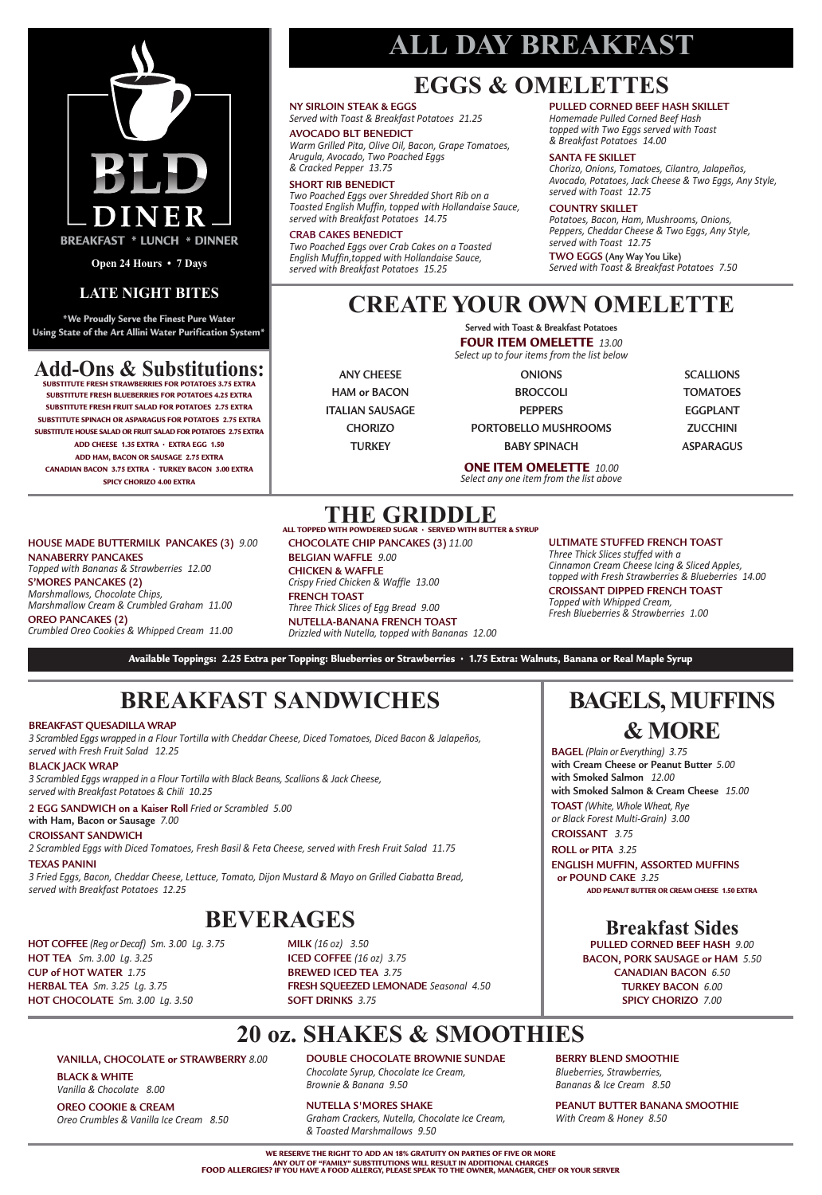# BLD DINER

BREAKFAST * LUNCH * DINNER

**Open 24 Hours • 7 Days**

## LATE NIGHT BITES

**\*We Proudly Serve the Finest Pure Water Using State of the Art Allini Water Purification System\***

## Add-Ons & Substitutions:

SUBSTITUTE FRESH STRAWBERRIES FOR POTATOES 3.75 EXTRA
SUBSTITUTE FRESH BLUEBERRIES FOR POTATOES 4.25 EXTRA
SUBSTITUTE FRESH FRUIT SALAD FOR POTATOES 2.75 EXTRA
SUBSTITUTE SPINACH OR ASPARAGUS FOR POTATOES 2.75 EXTRA
SUBSTITUTE HOUSE SALAD OR FRUIT SALAD FOR POTATOES 2.75 EXTRA
ADD CHEESE 1.35 EXTRA • EXTRA EGG 1.50
ADD HAM, BACON OR SAUSAGE 2.75 EXTRA
CANADIAN BACON 3.75 EXTRA • TURKEY BACON 3.00 EXTRA
SPICY CHORIZO 4.00 EXTRA

# ALL DAY BREAKFAST

## EGGS & OMELETTES

**NY SIRLOIN STEAK & EGGS**
*Served with Toast & Breakfast Potatoes 21.25*

**AVOCADO BLT BENEDICT**
*Warm Grilled Pita, Olive Oil, Bacon, Grape Tomatoes, Arugula, Avocado, Two Poached Eggs & Cracked Pepper 13.75*

**SHORT RIB BENEDICT**
*Two Poached Eggs over Shredded Short Rib on a Toasted English Muffin, topped with Hollandaise Sauce, served with Breakfast Potatoes 14.75*

**CRAB CAKES BENEDICT**
*Two Poached Eggs over Crab Cakes on a Toasted English Muffin,topped with Hollandaise Sauce, served with Breakfast Potatoes 15.25*

**PULLED CORNED BEEF HASH SKILLET**
*Homemade Pulled Corned Beef Hash topped with Two Eggs served with Toast & Breakfast Potatoes 14.00*

**SANTA FE SKILLET**
*Chorizo, Onions, Tomatoes, Cilantro, Jalapeños, Avocado, Potatoes, Jack Cheese & Two Eggs, Any Style, served with Toast 12.75*

**COUNTRY SKILLET**
*Potatoes, Bacon, Ham, Mushrooms, Onions, Peppers, Cheddar Cheese & Two Eggs, Any Style, served with Toast 12.75*

**TWO EGGS (Any Way You Like)**
*Served with Toast & Breakfast Potatoes 7.50*

## CREATE YOUR OWN OMELETTE

**Served with Toast & Breakfast Potatoes**

**FOUR ITEM OMELETTE** *13.00*
*Select up to four items from the list below*

| | | |
|---|---|---|
| ANY CHEESE | ONIONS | SCALLIONS |
| HAM or BACON | BROCCOLI | TOMATOES |
| ITALIAN SAUSAGE | PEPPERS | EGGPLANT |
| CHORIZO | PORTOBELLO MUSHROOMS | ZUCCHINI |
| TURKEY | BABY SPINACH | ASPARAGUS |

**ONE ITEM OMELETTE** *10.00*
*Select any one item from the list above*

## THE GRIDDLE

**ALL TOPPED WITH POWDERED SUGAR • SERVED WITH BUTTER & SYRUP**

**HOUSE MADE BUTTERMILK PANCAKES (3)** *9.00*

**NANABERRY PANCAKES**
*Topped with Bananas & Strawberries 12.00*

**S'MORES PANCAKES (2)**
*Marshmallows, Chocolate Chips, Marshmallow Cream & Crumbled Graham 11.00*

**OREO PANCAKES (2)**
*Crumbled Oreo Cookies & Whipped Cream 11.00*

**CHOCOLATE CHIP PANCAKES (3)** *11.00*

**BELGIAN WAFFLE** *9.00*

**CHICKEN & WAFFLE**
*Crispy Fried Chicken & Waffle 13.00*

**FRENCH TOAST**
*Three Thick Slices of Egg Bread 9.00*

**NUTELLA-BANANA FRENCH TOAST**
*Drizzled with Nutella, topped with Bananas 12.00*

**ULTIMATE STUFFED FRENCH TOAST**
*Three Thick Slices stuffed with a Cinnamon Cream Cheese Icing & Sliced Apples, topped with Fresh Strawberries & Blueberries 14.00*

**CROISSANT DIPPED FRENCH TOAST**
*Topped with Whipped Cream, Fresh Blueberries & Strawberries 1.00*

**Available Toppings: 2.25 Extra per Topping: Blueberries or Strawberries • 1.75 Extra: Walnuts, Banana or Real Maple Syrup**

## BREAKFAST SANDWICHES

**BREAKFAST QUESADILLA WRAP**
*3 Scrambled Eggs wrapped in a Flour Tortilla with Cheddar Cheese, Diced Tomatoes, Diced Bacon & Jalapeños, served with Fresh Fruit Salad 12.25*

**BLACK JACK WRAP**
*3 Scrambled Eggs wrapped in a Flour Tortilla with Black Beans, Scallions & Jack Cheese, served with Breakfast Potatoes & Chili 10.25*

**2 EGG SANDWICH on a Kaiser Roll** *Fried or Scrambled 5.00*
**with Ham, Bacon or Sausage** *7.00*

**CROISSANT SANDWICH**
*2 Scrambled Eggs with Diced Tomatoes, Fresh Basil & Feta Cheese, served with Fresh Fruit Salad 11.75*

**TEXAS PANINI**
*3 Fried Eggs, Bacon, Cheddar Cheese, Lettuce, Tomato, Dijon Mustard & Mayo on Grilled Ciabatta Bread, served with Breakfast Potatoes 12.25*

## BAGELS, MUFFINS & MORE

**BAGEL** *(Plain or Everything) 3.75*
**with Cream Cheese or Peanut Butter** *5.00*
**with Smoked Salmon** *12.00*
**with Smoked Salmon & Cream Cheese** *15.00*

**TOAST** *(White, Whole Wheat, Rye or Black Forest Multi-Grain) 3.00*

**CROISSANT** *3.75*

**ROLL or PITA** *3.25*

**ENGLISH MUFFIN, ASSORTED MUFFINS or POUND CAKE** *3.25*
**ADD PEANUT BUTTER OR CREAM CHEESE 1.50 EXTRA**

## BEVERAGES

**HOT COFFEE** *(Reg or Decaf) Sm. 3.00 Lg. 3.75*
**HOT TEA** *Sm. 3.00 Lg. 3.25*
**CUP of HOT WATER** *1.75*
**HERBAL TEA** *Sm. 3.25 Lg. 3.75*
**HOT CHOCOLATE** *Sm. 3.00 Lg. 3.50*
**MILK** *(16 oz) 3.50*
**ICED COFFEE** *(16 oz) 3.75*
**BREWED ICED TEA** *3.75*
**FRESH SQUEEZED LEMONADE** *Seasonal 4.50*
**SOFT DRINKS** *3.75*

## Breakfast Sides

**PULLED CORNED BEEF HASH** *9.00*
**BACON, PORK SAUSAGE or HAM** *5.50*
**CANADIAN BACON** *6.50*
**TURKEY BACON** *6.00*
**SPICY CHORIZO** *7.00*

## 20 oz. SHAKES & SMOOTHIES

**VANILLA, CHOCOLATE or STRAWBERRY** *8.00*

**BLACK & WHITE**
*Vanilla & Chocolate 8.00*

**OREO COOKIE & CREAM**
*Oreo Crumbles & Vanilla Ice Cream 8.50*

**DOUBLE CHOCOLATE BROWNIE SUNDAE**
*Chocolate Syrup, Chocolate Ice Cream, Brownie & Banana 9.50*

**NUTELLA S'MORES SHAKE**
*Graham Crackers, Nutella, Chocolate Ice Cream, & Toasted Marshmallows 9.50*

**BERRY BLEND SMOOTHIE**
*Blueberries, Strawberries, Bananas & Ice Cream 8.50*

**PEANUT BUTTER BANANA SMOOTHIE**
*With Cream & Honey 8.50*

**WE RESERVE THE RIGHT TO ADD AN 18% GRATUITY ON PARTIES OF FIVE OR MORE**
**ANY OUT OF "FAMILY" SUBSTITUTIONS WILL RESULT IN ADDITIONAL CHARGES**
**FOOD ALLERGIES? IF YOU HAVE A FOOD ALLERGY, PLEASE SPEAK TO THE OWNER, MANAGER, CHEF OR YOUR SERVER**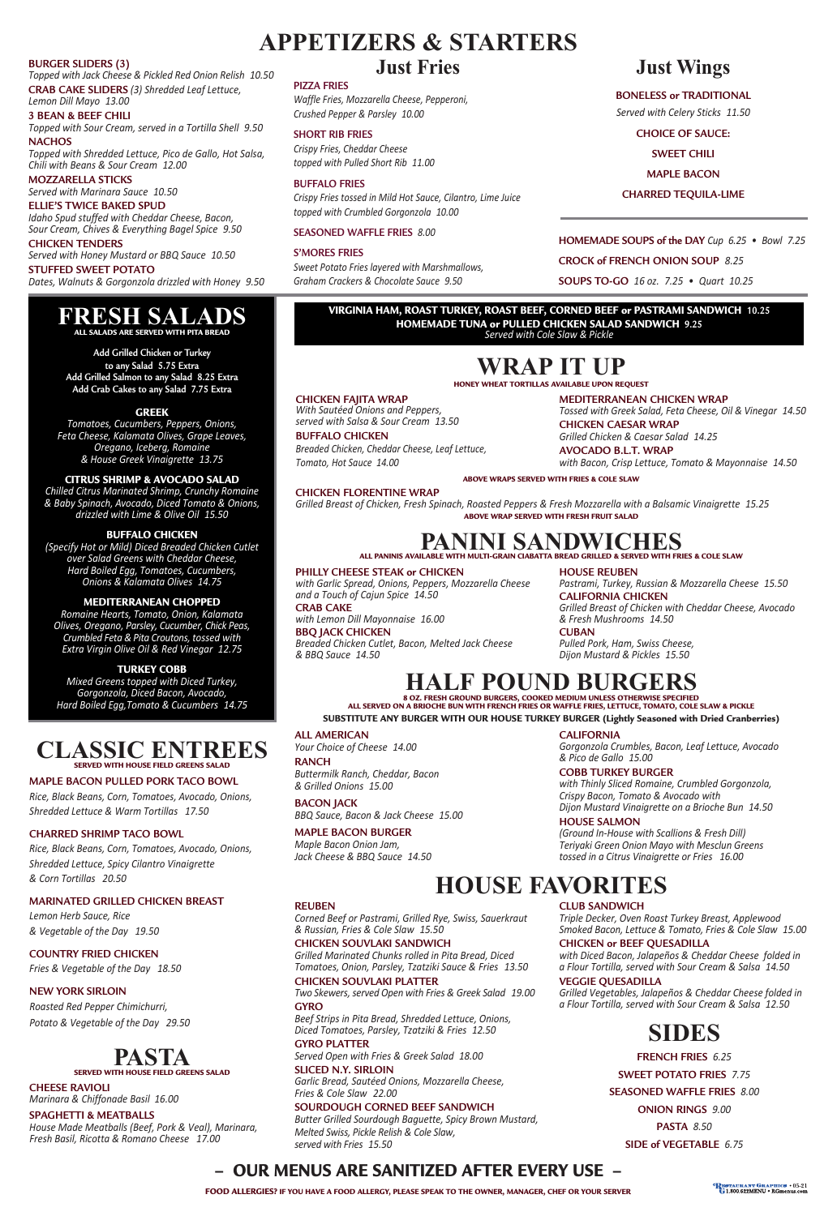# APPETIZERS & STARTERS

**BURGER SLIDERS (3)**
*Topped with Jack Cheese & Pickled Red Onion Relish 10.50*

**CRAB CAKE SLIDERS** *(3) Shredded Leaf Lettuce, Lemon Dill Mayo 13.00*

**3 BEAN & BEEF CHILI**
*Topped with Sour Cream, served in a Tortilla Shell 9.50*

**NACHOS**
*Topped with Shredded Lettuce, Pico de Gallo, Hot Salsa, Chili with Beans & Sour Cream 12.00*

**MOZZARELLA STICKS**
*Served with Marinara Sauce 10.50*

**ELLIE'S TWICE BAKED SPUD**
*Idaho Spud stuffed with Cheddar Cheese, Bacon, Sour Cream, Chives & Everything Bagel Spice 9.50*

**CHICKEN TENDERS**
*Served with Honey Mustard or BBQ Sauce 10.50*

**STUFFED SWEET POTATO**
*Dates, Walnuts & Gorgonzola drizzled with Honey 9.50*

## Just Fries

**PIZZA FRIES**
*Waffle Fries, Mozzarella Cheese, Pepperoni, Crushed Pepper & Parsley 10.00*

**SHORT RIB FRIES**
*Crispy Fries, Cheddar Cheese topped with Pulled Short Rib 11.00*

**BUFFALO FRIES**
*Crispy Fries tossed in Mild Hot Sauce, Cilantro, Lime Juice topped with Crumbled Gorgonzola 10.00*

**SEASONED WAFFLE FRIES** *8.00*

**S'MORES FRIES**
*Sweet Potato Fries layered with Marshmallows, Graham Crackers & Chocolate Sauce 9.50*

## Just Wings

**BONELESS or TRADITIONAL**
*Served with Celery Sticks 11.50*

**CHOICE OF SAUCE:**
SWEET CHILI
MAPLE BACON
CHARRED TEQUILA-LIME

**HOMEMADE SOUPS of the DAY** *Cup 6.25 • Bowl 7.25*

**CROCK of FRENCH ONION SOUP** *8.25*

**SOUPS TO-GO** *16 oz. 7.25 • Quart 10.25*

# FRESH SALADS

ALL SALADS ARE SERVED WITH PITA BREAD

**Add Grilled Chicken or Turkey to any Salad 5.75 Extra**
**Add Grilled Salmon to any Salad 8.25 Extra**
**Add Crab Cakes to any Salad 7.75 Extra**

**GREEK**
*Tomatoes, Cucumbers, Peppers, Onions, Feta Cheese, Kalamata Olives, Grape Leaves, Oregano, Iceberg, Romaine & House Greek Vinaigrette 13.75*

**CITRUS SHRIMP & AVOCADO SALAD**
*Chilled Citrus Marinated Shrimp, Crunchy Romaine & Baby Spinach, Avocado, Diced Tomato & Onions, drizzled with Lime & Olive Oil 15.50*

**BUFFALO CHICKEN**
*(Specify Hot or Mild) Diced Breaded Chicken Cutlet over Salad Greens with Cheddar Cheese, Hard Boiled Egg, Tomatoes, Cucumbers, Onions & Kalamata Olives 14.75*

**MEDITERRANEAN CHOPPED**
*Romaine Hearts, Tomato, Onion, Kalamata Olives, Oregano, Parsley, Cucumber, Chick Peas, Crumbled Feta & Pita Croutons, tossed with Extra Virgin Olive Oil & Red Vinegar 12.75*

**TURKEY COBB**
*Mixed Greens topped with Diced Turkey, Gorgonzola, Diced Bacon, Avocado, Hard Boiled Egg,Tomato & Cucumbers 14.75*

**VIRGINIA HAM, ROAST TURKEY, ROAST BEEF, CORNED BEEF or PASTRAMI SANDWICH 10.25**
**HOMEMADE TUNA or PULLED CHICKEN SALAD SANDWICH 9.25**
*Served with Cole Slaw & Pickle*

# WRAP IT UP

HONEY WHEAT TORTILLAS AVAILABLE UPON REQUEST

**CHICKEN FAJITA WRAP**
*With Sautéed Onions and Peppers, served with Salsa & Sour Cream 13.50*

**BUFFALO CHICKEN**
*Breaded Chicken, Cheddar Cheese, Leaf Lettuce, Tomato, Hot Sauce 14.00*

**MEDITERRANEAN CHICKEN WRAP**
*Tossed with Greek Salad, Feta Cheese, Oil & Vinegar 14.50*

**CHICKEN CAESAR WRAP**
*Grilled Chicken & Caesar Salad 14.25*

**AVOCADO B.L.T. WRAP**
*with Bacon, Crisp Lettuce, Tomato & Mayonnaise 14.50*

ABOVE WRAPS SERVED WITH FRIES & COLE SLAW

**CHICKEN FLORENTINE WRAP**
*Grilled Breast of Chicken, Fresh Spinach, Roasted Peppers & Fresh Mozzarella with a Balsamic Vinaigrette 15.25*

ABOVE WRAP SERVED WITH FRESH FRUIT SALAD

# PANINI SANDWICHES

ALL PANINIS AVAILABLE WITH MULTI-GRAIN CIABATTA BREAD GRILLED & SERVED WITH FRIES & COLE SLAW

**PHILLY CHEESE STEAK or CHICKEN**
*with Garlic Spread, Onions, Peppers, Mozzarella Cheese and a Touch of Cajun Spice 14.50*

**CRAB CAKE**
*with Lemon Dill Mayonnaise 16.00*

**BBQ JACK CHICKEN**
*Breaded Chicken Cutlet, Bacon, Melted Jack Cheese & BBQ Sauce 14.50*

**HOUSE REUBEN**
*Pastrami, Turkey, Russian & Mozzarella Cheese 15.50*

**CALIFORNIA CHICKEN**
*Grilled Breast of Chicken with Cheddar Cheese, Avocado & Fresh Mushrooms 14.50*

**CUBAN**
*Pulled Pork, Ham, Swiss Cheese, Dijon Mustard & Pickles 15.50*

# HALF POUND BURGERS

8 OZ. FRESH GROUND BURGERS, COOKED MEDIUM UNLESS OTHERWISE SPECIFIED
ALL SERVED ON A BRIOCHE BUN WITH FRENCH FRIES OR WAFFLE FRIES, LETTUCE, TOMATO, COLE SLAW & PICKLE

**SUBSTITUTE ANY BURGER WITH OUR HOUSE TURKEY BURGER (Lightly Seasoned with Dried Cranberries)**

**ALL AMERICAN**
*Your Choice of Cheese 14.00*

**RANCH**
*Buttermilk Ranch, Cheddar, Bacon & Grilled Onions 15.00*

**BACON JACK**
*BBQ Sauce, Bacon & Jack Cheese 15.00*

**MAPLE BACON BURGER**
*Maple Bacon Onion Jam, Jack Cheese & BBQ Sauce 14.50*

**CALIFORNIA**
*Gorgonzola Crumbles, Bacon, Leaf Lettuce, Avocado & Pico de Gallo 15.00*

**COBB TURKEY BURGER**
*with Thinly Sliced Romaine, Crumbled Gorgonzola, Crispy Bacon, Tomato & Avocado with Dijon Mustard Vinaigrette on a Brioche Bun 14.50*

**HOUSE SALMON**
*(Ground In-House with Scallions & Fresh Dill) Teriyaki Green Onion Mayo with Mesclun Greens tossed in a Citrus Vinaigrette or Fries 16.00*

# CLASSIC ENTREES

SERVED WITH HOUSE FIELD GREENS SALAD

**MAPLE BACON PULLED PORK TACO BOWL**
*Rice, Black Beans, Corn, Tomatoes, Avocado, Onions, Shredded Lettuce & Warm Tortillas 17.50*

**CHARRED SHRIMP TACO BOWL**
*Rice, Black Beans, Corn, Tomatoes, Avocado, Onions, Shredded Lettuce, Spicy Cilantro Vinaigrette & Corn Tortillas 20.50*

**MARINATED GRILLED CHICKEN BREAST**
*Lemon Herb Sauce, Rice & Vegetable of the Day 19.50*

**COUNTRY FRIED CHICKEN**
*Fries & Vegetable of the Day 18.50*

**NEW YORK SIRLOIN**
*Roasted Red Pepper Chimichurri, Potato & Vegetable of the Day 29.50*

# PASTA

SERVED WITH HOUSE FIELD GREENS SALAD

**CHEESE RAVIOLI**
*Marinara & Chiffonade Basil 16.00*

**SPAGHETTI & MEATBALLS**
*House Made Meatballs (Beef, Pork & Veal), Marinara, Fresh Basil, Ricotta & Romano Cheese 17.00*

# HOUSE FAVORITES

**REUBEN**
*Corned Beef or Pastrami, Grilled Rye, Swiss, Sauerkraut & Russian, Fries & Cole Slaw 15.50*

**CHICKEN SOUVLAKI SANDWICH**
*Grilled Marinated Chunks rolled in Pita Bread, Diced Tomatoes, Onion, Parsley, Tzatziki Sauce & Fries 13.50*

**CHICKEN SOUVLAKI PLATTER**
*Two Skewers, served Open with Fries & Greek Salad 19.00*

**GYRO**
*Beef Strips in Pita Bread, Shredded Lettuce, Onions, Diced Tomatoes, Parsley, Tzatziki & Fries 12.50*

**GYRO PLATTER**
*Served Open with Fries & Greek Salad 18.00*

**SLICED N.Y. SIRLOIN**
*Garlic Bread, Sautéed Onions, Mozzarella Cheese, Fries & Cole Slaw 22.00*

**SOURDOUGH CORNED BEEF SANDWICH**
*Butter Grilled Sourdough Baguette, Spicy Brown Mustard, Melted Swiss, Pickle Relish & Cole Slaw, served with Fries 15.50*

**CLUB SANDWICH**
*Triple Decker, Oven Roast Turkey Breast, Applewood Smoked Bacon, Lettuce & Tomato, Fries & Cole Slaw 15.00*

**CHICKEN or BEEF QUESADILLA**
*with Diced Bacon, Jalapeños & Cheddar Cheese folded in a Flour Tortilla, served with Sour Cream & Salsa 14.50*

**VEGGIE QUESADILLA**
*Grilled Vegetables, Jalapeños & Cheddar Cheese folded in a Flour Tortilla, served with Sour Cream & Salsa 12.50*

# SIDES

**FRENCH FRIES** *6.25*
**SWEET POTATO FRIES** *7.75*
**SEASONED WAFFLE FRIES** *8.00*
**ONION RINGS** *9.00*
**PASTA** *8.50*
**SIDE of VEGETABLE** *6.75*

## – OUR MENUS ARE SANITIZED AFTER EVERY USE –

**FOOD ALLERGIES?** IF YOU HAVE A FOOD ALLERGY, PLEASE SPEAK TO THE OWNER, MANAGER, CHEF OR YOUR SERVER

RESTAURANT GRAPHICS • 05-21
1.800.622MENU • RGmenus.com